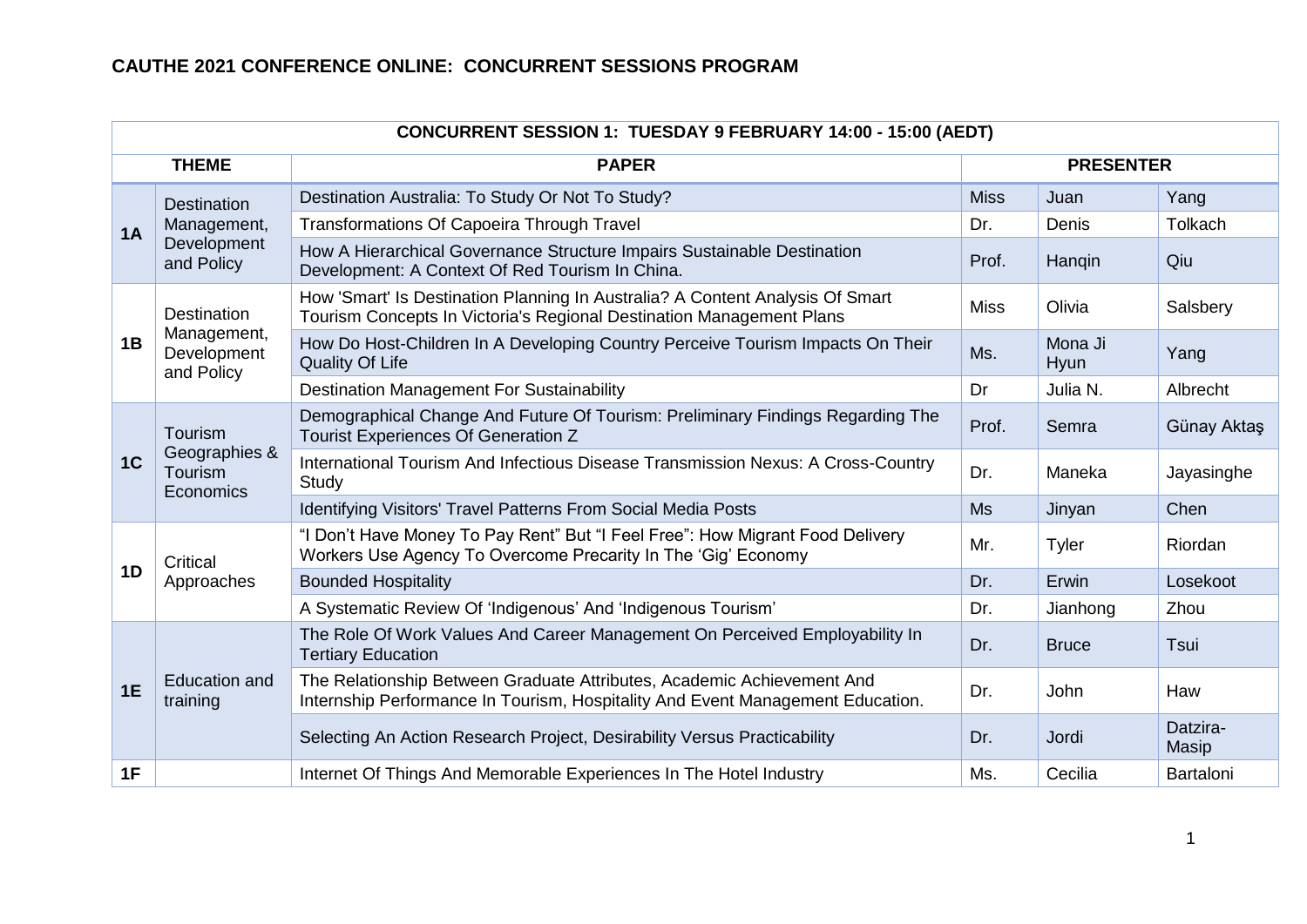# CAUTHE 2021 CONFERENCE ONLINE: CONCURRENT SESSIONS PROGRAM

| CONCURRENT SESSION 1: TUESDAY 9 FEBRUARY 14:00 - 15:00 (AEDT) | | | | | |
|---|---|---|---|---|---|
| **THEME** | | **PAPER** | **PRESENTER** | | |
| **1A** | Destination Management, Development and Policy | Destination Australia: To Study Or Not To Study? | Miss | Juan | Yang |
| | | Transformations Of Capoeira Through Travel | Dr. | Denis | Tolkach |
| | | How A Hierarchical Governance Structure Impairs Sustainable Destination Development: A Context Of Red Tourism In China. | Prof. | Hanqin | Qiu |
| **1B** | Destination Management, Development and Policy | How 'Smart' Is Destination Planning In Australia? A Content Analysis Of Smart Tourism Concepts In Victoria's Regional Destination Management Plans | Miss | Olivia | Salsbery |
| | | How Do Host-Children In A Developing Country Perceive Tourism Impacts On Their Quality Of Life | Ms. | Mona Ji Hyun | Yang |
| | | Destination Management For Sustainability | Dr | Julia N. | Albrecht |
| **1C** | Tourism Geographies & Tourism Economics | Demographical Change And Future Of Tourism: Preliminary Findings Regarding The Tourist Experiences Of Generation Z | Prof. | Semra | Günay Aktaş |
| | | International Tourism And Infectious Disease Transmission Nexus: A Cross-Country Study | Dr. | Maneka | Jayasinghe |
| | | Identifying Visitors' Travel Patterns From Social Media Posts | Ms | Jinyan | Chen |
| **1D** | Critical Approaches | "I Don't Have Money To Pay Rent" But "I Feel Free": How Migrant Food Delivery Workers Use Agency To Overcome Precarity In The 'Gig' Economy | Mr. | Tyler | Riordan |
| | | Bounded Hospitality | Dr. | Erwin | Losekoot |
| | | A Systematic Review Of 'Indigenous' And 'Indigenous Tourism' | Dr. | Jianhong | Zhou |
| **1E** | Education and training | The Role Of Work Values And Career Management On Perceived Employability In Tertiary Education | Dr. | Bruce | Tsui |
| | | The Relationship Between Graduate Attributes, Academic Achievement And Internship Performance In Tourism, Hospitality And Event Management Education. | Dr. | John | Haw |
| | | Selecting An Action Research Project, Desirability Versus Practicability | Dr. | Jordi | Datzira-Masip |
| **1F** | | Internet Of Things And Memorable Experiences In The Hotel Industry | Ms. | Cecilia | Bartaloni |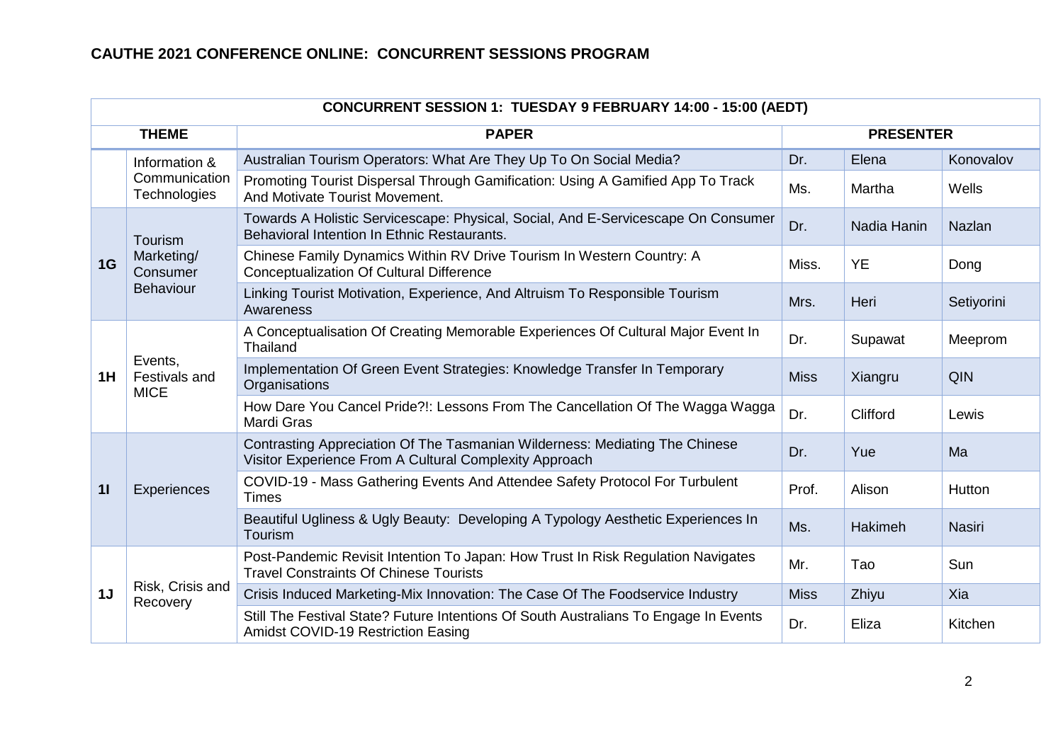# CAUTHE 2021 CONFERENCE ONLINE: CONCURRENT SESSIONS PROGRAM

| CONCURRENT SESSION 1: TUESDAY 9 FEBRUARY 14:00 - 15:00 (AEDT) | | | | | |
|---|---|---|---|---|---|
| **THEME** | | **PAPER** | **PRESENTER** | | |
| | Information & Communication Technologies | Australian Tourism Operators: What Are They Up To On Social Media? | Dr. | Elena | Konovalov |
| | | Promoting Tourist Dispersal Through Gamification: Using A Gamified App To Track And Motivate Tourist Movement. | Ms. | Martha | Wells |
| **1G** | Tourism Marketing/ Consumer Behaviour | Towards A Holistic Servicescape: Physical, Social, And E-Servicescape On Consumer Behavioral Intention In Ethnic Restaurants. | Dr. | Nadia Hanin | Nazlan |
| | | Chinese Family Dynamics Within RV Drive Tourism In Western Country: A Conceptualization Of Cultural Difference | Miss. | YE | Dong |
| | | Linking Tourist Motivation, Experience, And Altruism To Responsible Tourism Awareness | Mrs. | Heri | Setiyorini |
| **1H** | Events, Festivals and MICE | A Conceptualisation Of Creating Memorable Experiences Of Cultural Major Event In Thailand | Dr. | Supawat | Meeprom |
| | | Implementation Of Green Event Strategies: Knowledge Transfer In Temporary Organisations | Miss | Xiangru | QIN |
| | | How Dare You Cancel Pride?!: Lessons From The Cancellation Of The Wagga Wagga Mardi Gras | Dr. | Clifford | Lewis |
| **1I** | Experiences | Contrasting Appreciation Of The Tasmanian Wilderness: Mediating The Chinese Visitor Experience From A Cultural Complexity Approach | Dr. | Yue | Ma |
| | | COVID-19 - Mass Gathering Events And Attendee Safety Protocol For Turbulent Times | Prof. | Alison | Hutton |
| | | Beautiful Ugliness & Ugly Beauty: Developing A Typology Aesthetic Experiences In Tourism | Ms. | Hakimeh | Nasiri |
| **1J** | Risk, Crisis and Recovery | Post-Pandemic Revisit Intention To Japan: How Trust In Risk Regulation Navigates Travel Constraints Of Chinese Tourists | Mr. | Tao | Sun |
| | | Crisis Induced Marketing-Mix Innovation: The Case Of The Foodservice Industry | Miss | Zhiyu | Xia |
| | | Still The Festival State? Future Intentions Of South Australians To Engage In Events Amidst COVID-19 Restriction Easing | Dr. | Eliza | Kitchen |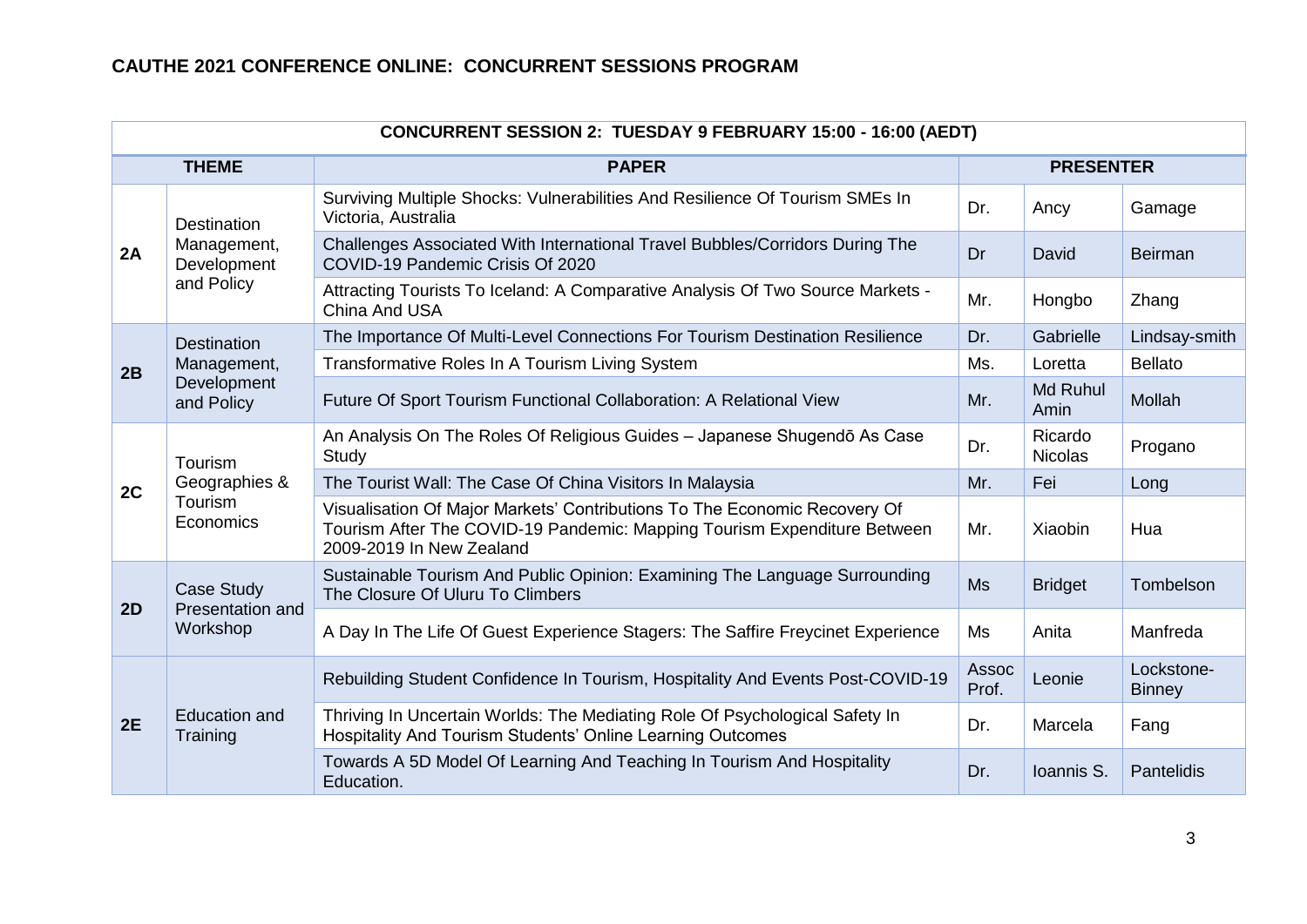# CAUTHE 2021 CONFERENCE ONLINE: CONCURRENT SESSIONS PROGRAM

| CONCURRENT SESSION 2: TUESDAY 9 FEBRUARY 15:00 - 16:00 (AEDT) | | | | | |
|---|---|---|---|---|---|
| **THEME** | | **PAPER** | **PRESENTER** | | |
| **2A** | Destination Management, Development and Policy | Surviving Multiple Shocks: Vulnerabilities And Resilience Of Tourism SMEs In Victoria, Australia | Dr. | Ancy | Gamage |
| | | Challenges Associated With International Travel Bubbles/Corridors During The COVID-19 Pandemic Crisis Of 2020 | Dr | David | Beirman |
| | | Attracting Tourists To Iceland: A Comparative Analysis Of Two Source Markets - China And USA | Mr. | Hongbo | Zhang |
| **2B** | Destination Management, Development and Policy | The Importance Of Multi-Level Connections For Tourism Destination Resilience | Dr. | Gabrielle | Lindsay-smith |
| | | Transformative Roles In A Tourism Living System | Ms. | Loretta | Bellato |
| | | Future Of Sport Tourism Functional Collaboration: A Relational View | Mr. | Md Ruhul Amin | Mollah |
| **2C** | Tourism Geographies & Tourism Economics | An Analysis On The Roles Of Religious Guides – Japanese Shugendō As Case Study | Dr. | Ricardo Nicolas | Progano |
| | | The Tourist Wall: The Case Of China Visitors In Malaysia | Mr. | Fei | Long |
| | | Visualisation Of Major Markets' Contributions To The Economic Recovery Of Tourism After The COVID-19 Pandemic: Mapping Tourism Expenditure Between 2009-2019 In New Zealand | Mr. | Xiaobin | Hua |
| **2D** | Case Study Presentation and Workshop | Sustainable Tourism And Public Opinion: Examining The Language Surrounding The Closure Of Uluru To Climbers | Ms | Bridget | Tombelson |
| | | A Day In The Life Of Guest Experience Stagers: The Saffire Freycinet Experience | Ms | Anita | Manfreda |
| **2E** | Education and Training | Rebuilding Student Confidence In Tourism, Hospitality And Events Post-COVID-19 | Assoc Prof. | Leonie | Lockstone-Binney |
| | | Thriving In Uncertain Worlds: The Mediating Role Of Psychological Safety In Hospitality And Tourism Students' Online Learning Outcomes | Dr. | Marcela | Fang |
| | | Towards A 5D Model Of Learning And Teaching In Tourism And Hospitality Education. | Dr. | Ioannis S. | Pantelidis |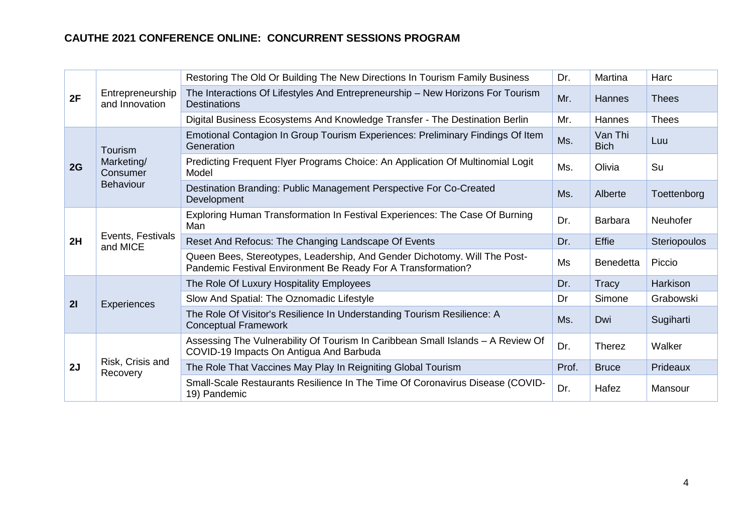**CAUTHE 2021 CONFERENCE ONLINE: CONCURRENT SESSIONS PROGRAM**

| | | | | | |
|---|---|---|---|---|---|
| **2F** | Entrepreneurship and Innovation | Restoring The Old Or Building The New Directions In Tourism Family Business | Dr. | Martina | Harc |
| | | The Interactions Of Lifestyles And Entrepreneurship – New Horizons For Tourism Destinations | Mr. | Hannes | Thees |
| | | Digital Business Ecosystems And Knowledge Transfer - The Destination Berlin | Mr. | Hannes | Thees |
| **2G** | Tourism Marketing/ Consumer Behaviour | Emotional Contagion In Group Tourism Experiences: Preliminary Findings Of Item Generation | Ms. | Van Thi Bich | Luu |
| | | Predicting Frequent Flyer Programs Choice: An Application Of Multinomial Logit Model | Ms. | Olivia | Su |
| | | Destination Branding: Public Management Perspective For Co-Created Development | Ms. | Alberte | Toettenborg |
| **2H** | Events, Festivals and MICE | Exploring Human Transformation In Festival Experiences: The Case Of Burning Man | Dr. | Barbara | Neuhofer |
| | | Reset And Refocus: The Changing Landscape Of Events | Dr. | Effie | Steriopoulos |
| | | Queen Bees, Stereotypes, Leadership, And Gender Dichotomy. Will The Post-Pandemic Festival Environment Be Ready For A Transformation? | Ms | Benedetta | Piccio |
| **2I** | Experiences | The Role Of Luxury Hospitality Employees | Dr. | Tracy | Harkison |
| | | Slow And Spatial: The Oznomadic Lifestyle | Dr | Simone | Grabowski |
| | | The Role Of Visitor's Resilience In Understanding Tourism Resilience: A Conceptual Framework | Ms. | Dwi | Sugiharti |
| **2J** | Risk, Crisis and Recovery | Assessing The Vulnerability Of Tourism In Caribbean Small Islands – A Review Of COVID-19 Impacts On Antigua And Barbuda | Dr. | Therez | Walker |
| | | The Role That Vaccines May Play In Reigniting Global Tourism | Prof. | Bruce | Prideaux |
| | | Small-Scale Restaurants Resilience In The Time Of Coronavirus Disease (COVID-19) Pandemic | Dr. | Hafez | Mansour |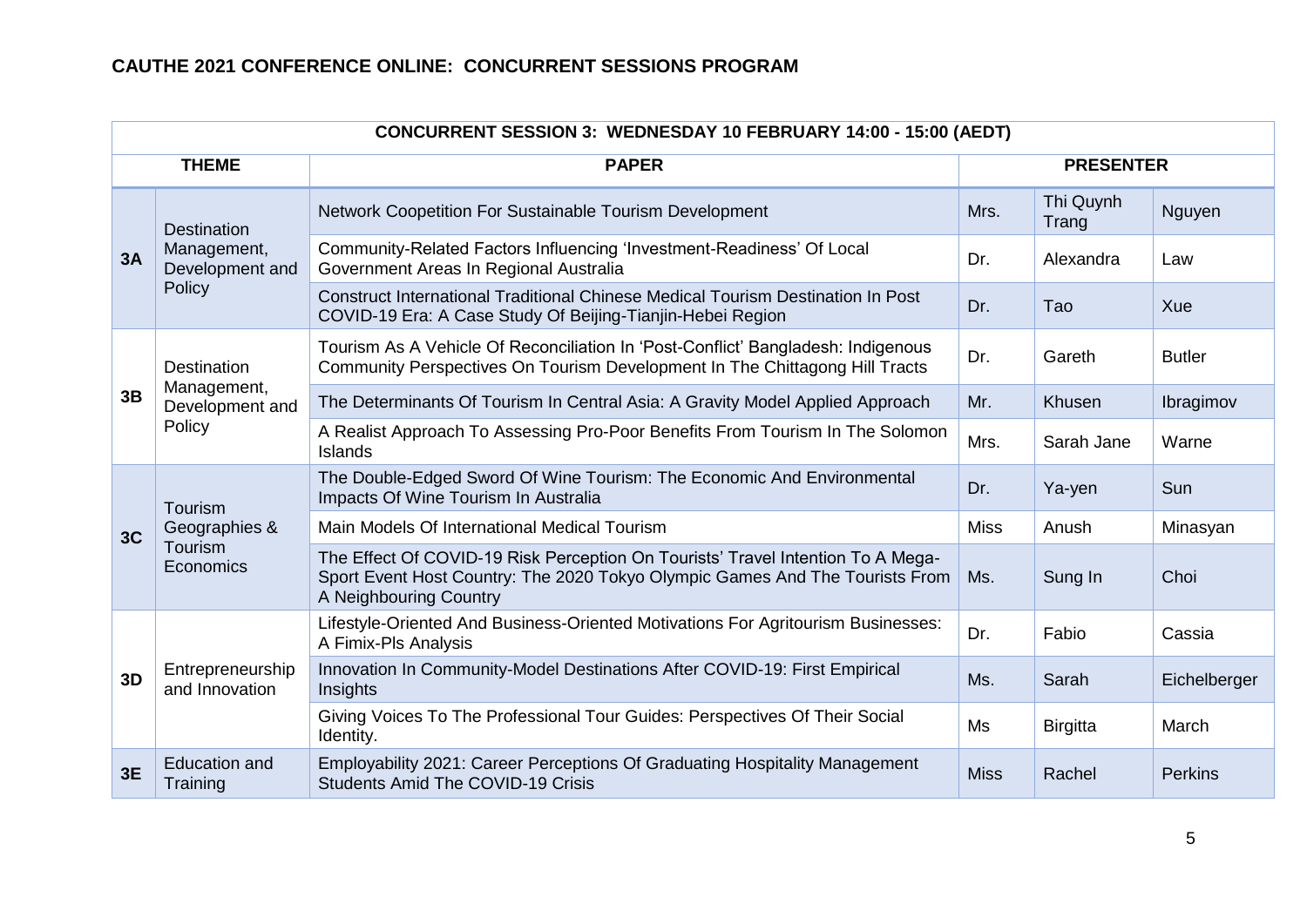# CAUTHE 2021 CONFERENCE ONLINE: CONCURRENT SESSIONS PROGRAM

| CONCURRENT SESSION 3: WEDNESDAY 10 FEBRUARY 14:00 - 15:00 (AEDT) | | | | | |
|---|---|---|---|---|---|
| **THEME** | | **PAPER** | **PRESENTER** | | |
| **3A** | Destination Management, Development and Policy | Network Coopetition For Sustainable Tourism Development | Mrs. | Thi Quynh Trang | Nguyen |
| | | Community-Related Factors Influencing 'Investment-Readiness' Of Local Government Areas In Regional Australia | Dr. | Alexandra | Law |
| | | Construct International Traditional Chinese Medical Tourism Destination In Post COVID-19 Era: A Case Study Of Beijing-Tianjin-Hebei Region | Dr. | Tao | Xue |
| **3B** | Destination Management, Development and Policy | Tourism As A Vehicle Of Reconciliation In 'Post-Conflict' Bangladesh: Indigenous Community Perspectives On Tourism Development In The Chittagong Hill Tracts | Dr. | Gareth | Butler |
| | | The Determinants Of Tourism In Central Asia: A Gravity Model Applied Approach | Mr. | Khusen | Ibragimov |
| | | A Realist Approach To Assessing Pro-Poor Benefits From Tourism In The Solomon Islands | Mrs. | Sarah Jane | Warne |
| **3C** | Tourism Geographies & Tourism Economics | The Double-Edged Sword Of Wine Tourism: The Economic And Environmental Impacts Of Wine Tourism In Australia | Dr. | Ya-yen | Sun |
| | | Main Models Of International Medical Tourism | Miss | Anush | Minasyan |
| | | The Effect Of COVID-19 Risk Perception On Tourists' Travel Intention To A Mega-Sport Event Host Country: The 2020 Tokyo Olympic Games And The Tourists From A Neighbouring Country | Ms. | Sung In | Choi |
| **3D** | Entrepreneurship and Innovation | Lifestyle-Oriented And Business-Oriented Motivations For Agritourism Businesses: A Fimix-Pls Analysis | Dr. | Fabio | Cassia |
| | | Innovation In Community-Model Destinations After COVID-19: First Empirical Insights | Ms. | Sarah | Eichelberger |
| | | Giving Voices To The Professional Tour Guides: Perspectives Of Their Social Identity. | Ms | Birgitta | March |
| **3E** | Education and Training | Employability 2021: Career Perceptions Of Graduating Hospitality Management Students Amid The COVID-19 Crisis | Miss | Rachel | Perkins |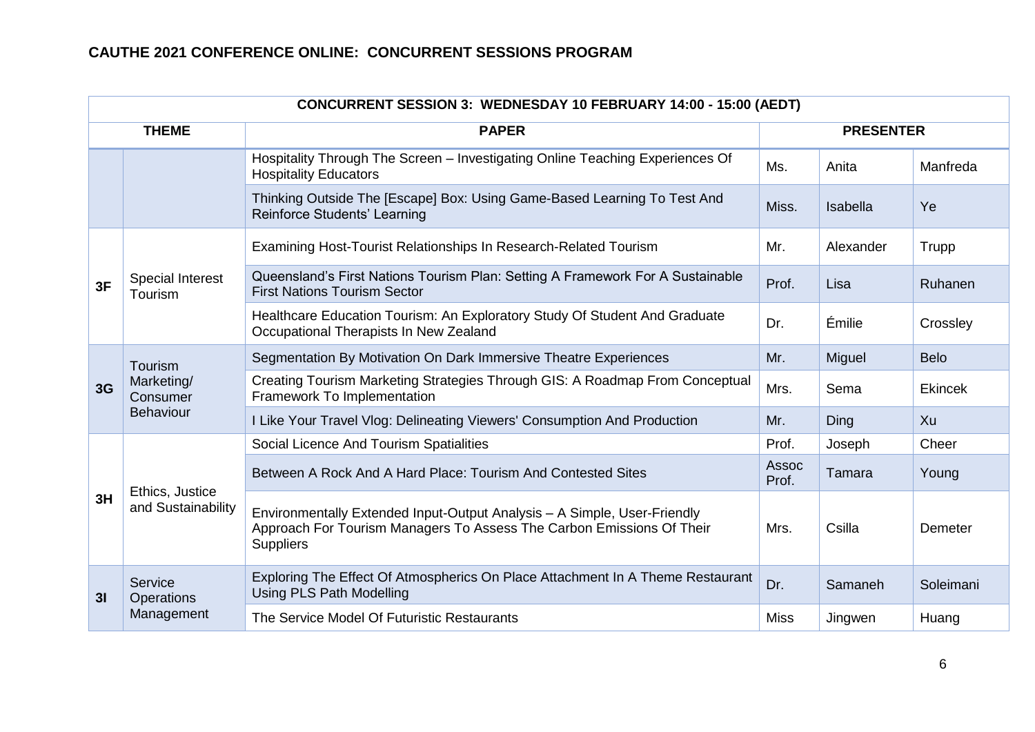## CAUTHE 2021 CONFERENCE ONLINE: CONCURRENT SESSIONS PROGRAM

| CONCURRENT SESSION 3: WEDNESDAY 10 FEBRUARY 14:00 - 15:00 (AEDT) | | | | | |
|---|---|---|---|---|---|
| **THEME** | | **PAPER** | **PRESENTER** | | |
| | | Hospitality Through The Screen – Investigating Online Teaching Experiences Of Hospitality Educators | Ms. | Anita | Manfreda |
| | | Thinking Outside The [Escape] Box: Using Game-Based Learning To Test And Reinforce Students' Learning | Miss. | Isabella | Ye |
| 3F | Special Interest Tourism | Examining Host-Tourist Relationships In Research-Related Tourism | Mr. | Alexander | Trupp |
| | | Queensland's First Nations Tourism Plan: Setting A Framework For A Sustainable First Nations Tourism Sector | Prof. | Lisa | Ruhanen |
| | | Healthcare Education Tourism: An Exploratory Study Of Student And Graduate Occupational Therapists In New Zealand | Dr. | Émilie | Crossley |
| 3G | Tourism Marketing/ Consumer Behaviour | Segmentation By Motivation On Dark Immersive Theatre Experiences | Mr. | Miguel | Belo |
| | | Creating Tourism Marketing Strategies Through GIS: A Roadmap From Conceptual Framework To Implementation | Mrs. | Sema | Ekincek |
| | | I Like Your Travel Vlog: Delineating Viewers' Consumption And Production | Mr. | Ding | Xu |
| 3H | Ethics, Justice and Sustainability | Social Licence And Tourism Spatialities | Prof. | Joseph | Cheer |
| | | Between A Rock And A Hard Place: Tourism And Contested Sites | Assoc Prof. | Tamara | Young |
| | | Environmentally Extended Input-Output Analysis – A Simple, User-Friendly Approach For Tourism Managers To Assess The Carbon Emissions Of Their Suppliers | Mrs. | Csilla | Demeter |
| 3I | Service Operations Management | Exploring The Effect Of Atmospherics On Place Attachment In A Theme Restaurant Using PLS Path Modelling | Dr. | Samaneh | Soleimani |
| | | The Service Model Of Futuristic Restaurants | Miss | Jingwen | Huang |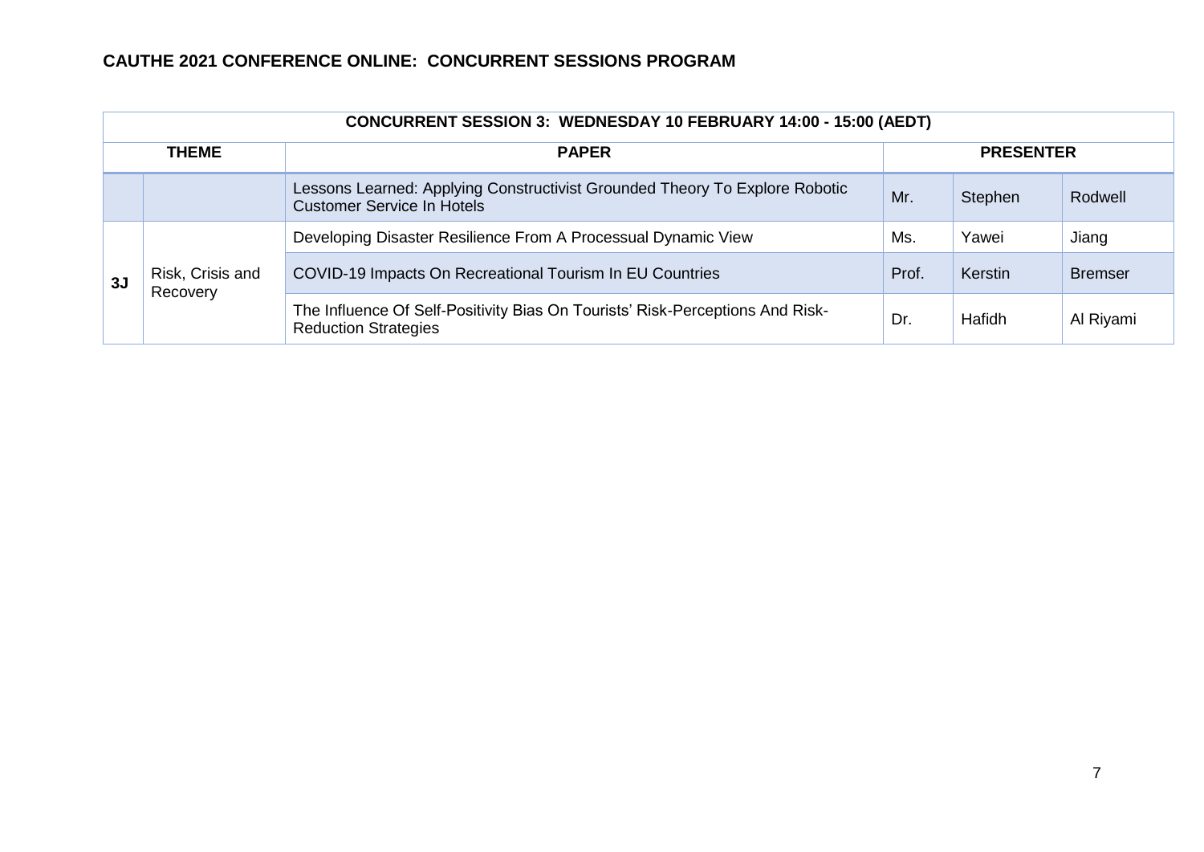# CAUTHE 2021 CONFERENCE ONLINE: CONCURRENT SESSIONS PROGRAM

| CONCURRENT SESSION 3: WEDNESDAY 10 FEBRUARY 14:00 - 15:00 (AEDT) | | | | | |
|---|---|---|---|---|---|
| **THEME** | | **PAPER** | **PRESENTER** | | |
| | | Lessons Learned: Applying Constructivist Grounded Theory To Explore Robotic Customer Service In Hotels | Mr. | Stephen | Rodwell |
| **3J** | Risk, Crisis and Recovery | Developing Disaster Resilience From A Processual Dynamic View | Ms. | Yawei | Jiang |
| | | COVID-19 Impacts On Recreational Tourism In EU Countries | Prof. | Kerstin | Bremser |
| | | The Influence Of Self-Positivity Bias On Tourists' Risk-Perceptions And Risk-Reduction Strategies | Dr. | Hafidh | Al Riyami |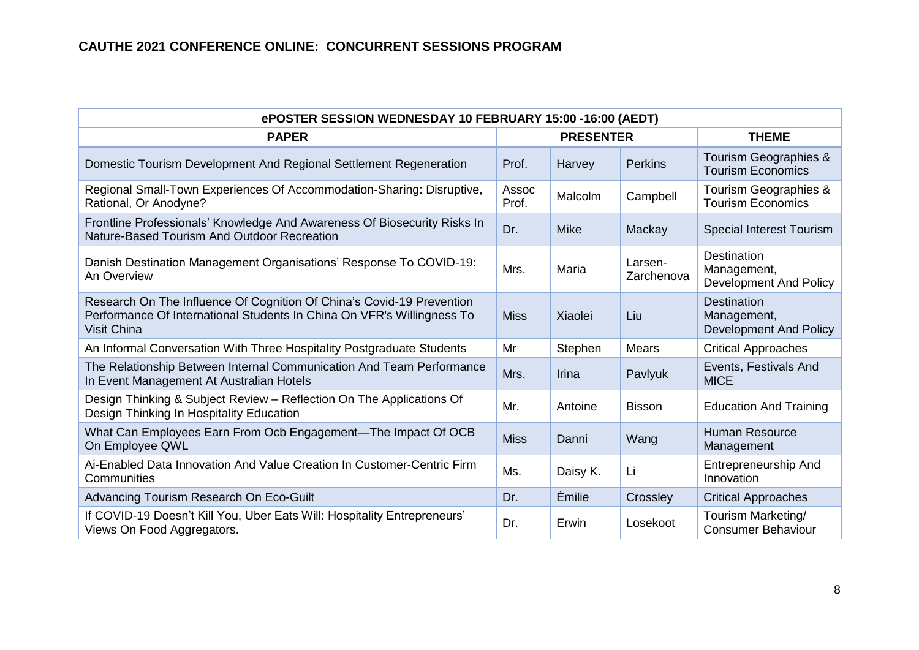## CAUTHE 2021 CONFERENCE ONLINE: CONCURRENT SESSIONS PROGRAM

| ePOSTER SESSION WEDNESDAY 10 FEBRUARY 15:00 -16:00 (AEDT) | | | | |
|---|---|---|---|---|
| **PAPER** | **PRESENTER** | | | **THEME** |
| Domestic Tourism Development And Regional Settlement Regeneration | Prof. | Harvey | Perkins | Tourism Geographies & Tourism Economics |
| Regional Small-Town Experiences Of Accommodation-Sharing: Disruptive, Rational, Or Anodyne? | Assoc Prof. | Malcolm | Campbell | Tourism Geographies & Tourism Economics |
| Frontline Professionals' Knowledge And Awareness Of Biosecurity Risks In Nature-Based Tourism And Outdoor Recreation | Dr. | Mike | Mackay | Special Interest Tourism |
| Danish Destination Management Organisations' Response To COVID-19: An Overview | Mrs. | Maria | Larsen-Zarchenova | Destination Management, Development And Policy |
| Research On The Influence Of Cognition Of China's Covid-19 Prevention Performance Of International Students In China On VFR's Willingness To Visit China | Miss | Xiaolei | Liu | Destination Management, Development And Policy |
| An Informal Conversation With Three Hospitality Postgraduate Students | Mr | Stephen | Mears | Critical Approaches |
| The Relationship Between Internal Communication And Team Performance In Event Management At Australian Hotels | Mrs. | Irina | Pavlyuk | Events, Festivals And MICE |
| Design Thinking & Subject Review – Reflection On The Applications Of Design Thinking In Hospitality Education | Mr. | Antoine | Bisson | Education And Training |
| What Can Employees Earn From Ocb Engagement—The Impact Of OCB On Employee QWL | Miss | Danni | Wang | Human Resource Management |
| Ai-Enabled Data Innovation And Value Creation In Customer-Centric Firm Communities | Ms. | Daisy K. | Li | Entrepreneurship And Innovation |
| Advancing Tourism Research On Eco-Guilt | Dr. | Émilie | Crossley | Critical Approaches |
| If COVID-19 Doesn't Kill You, Uber Eats Will: Hospitality Entrepreneurs' Views On Food Aggregators. | Dr. | Erwin | Losekoot | Tourism Marketing/ Consumer Behaviour |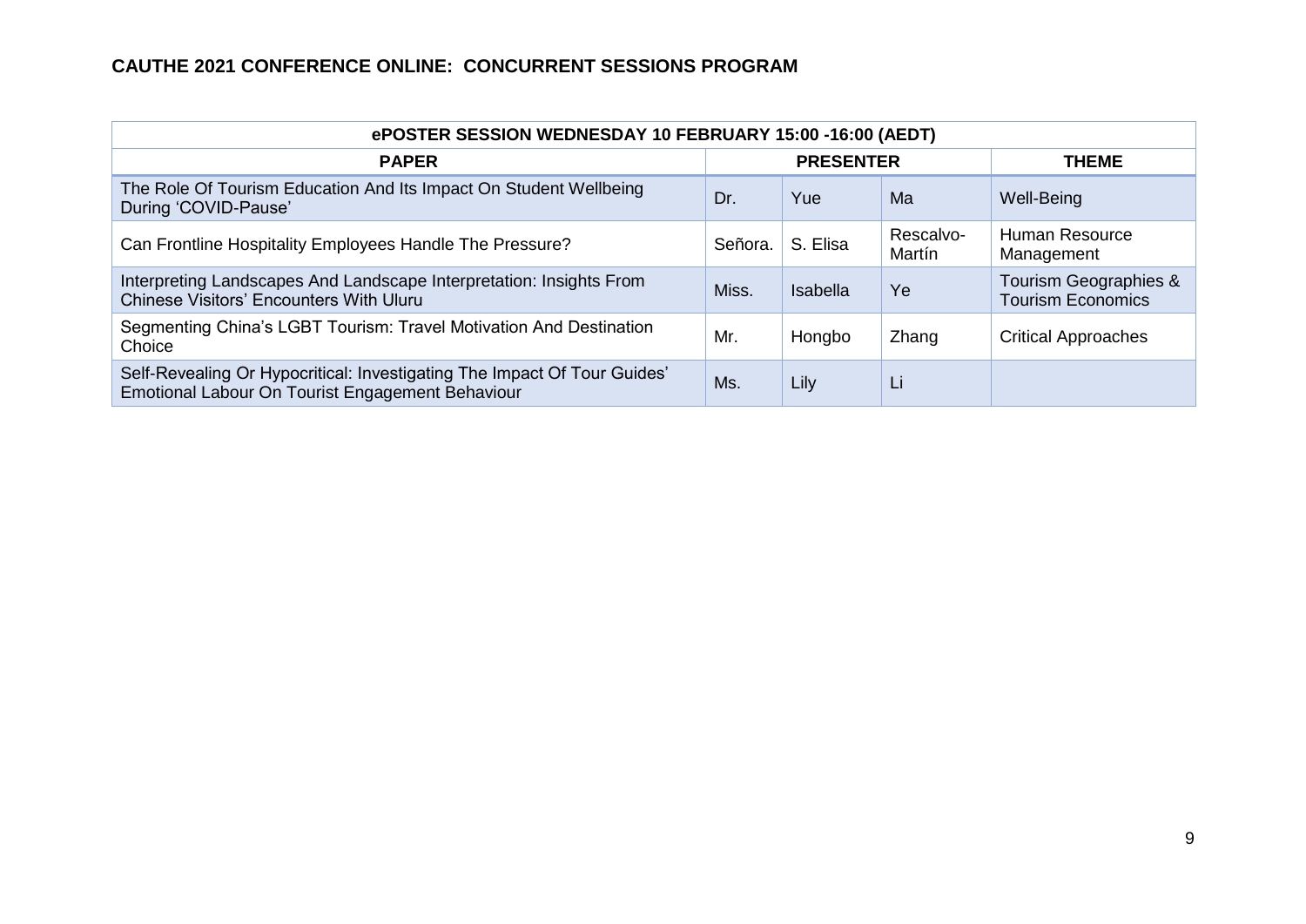# CAUTHE 2021 CONFERENCE ONLINE: CONCURRENT SESSIONS PROGRAM

| ePOSTER SESSION WEDNESDAY 10 FEBRUARY 15:00 -16:00 (AEDT) | | | | |
|---|---|---|---|---|
| **PAPER** | **PRESENTER** | | | **THEME** |
| The Role Of Tourism Education And Its Impact On Student Wellbeing During 'COVID-Pause' | Dr. | Yue | Ma | Well-Being |
| Can Frontline Hospitality Employees Handle The Pressure? | Señora. | S. Elisa | Rescalvo-Martín | Human Resource Management |
| Interpreting Landscapes And Landscape Interpretation: Insights From Chinese Visitors' Encounters With Uluru | Miss. | Isabella | Ye | Tourism Geographies & Tourism Economics |
| Segmenting China's LGBT Tourism: Travel Motivation And Destination Choice | Mr. | Hongbo | Zhang | Critical Approaches |
| Self-Revealing Or Hypocritical: Investigating The Impact Of Tour Guides' Emotional Labour On Tourist Engagement Behaviour | Ms. | Lily | Li | |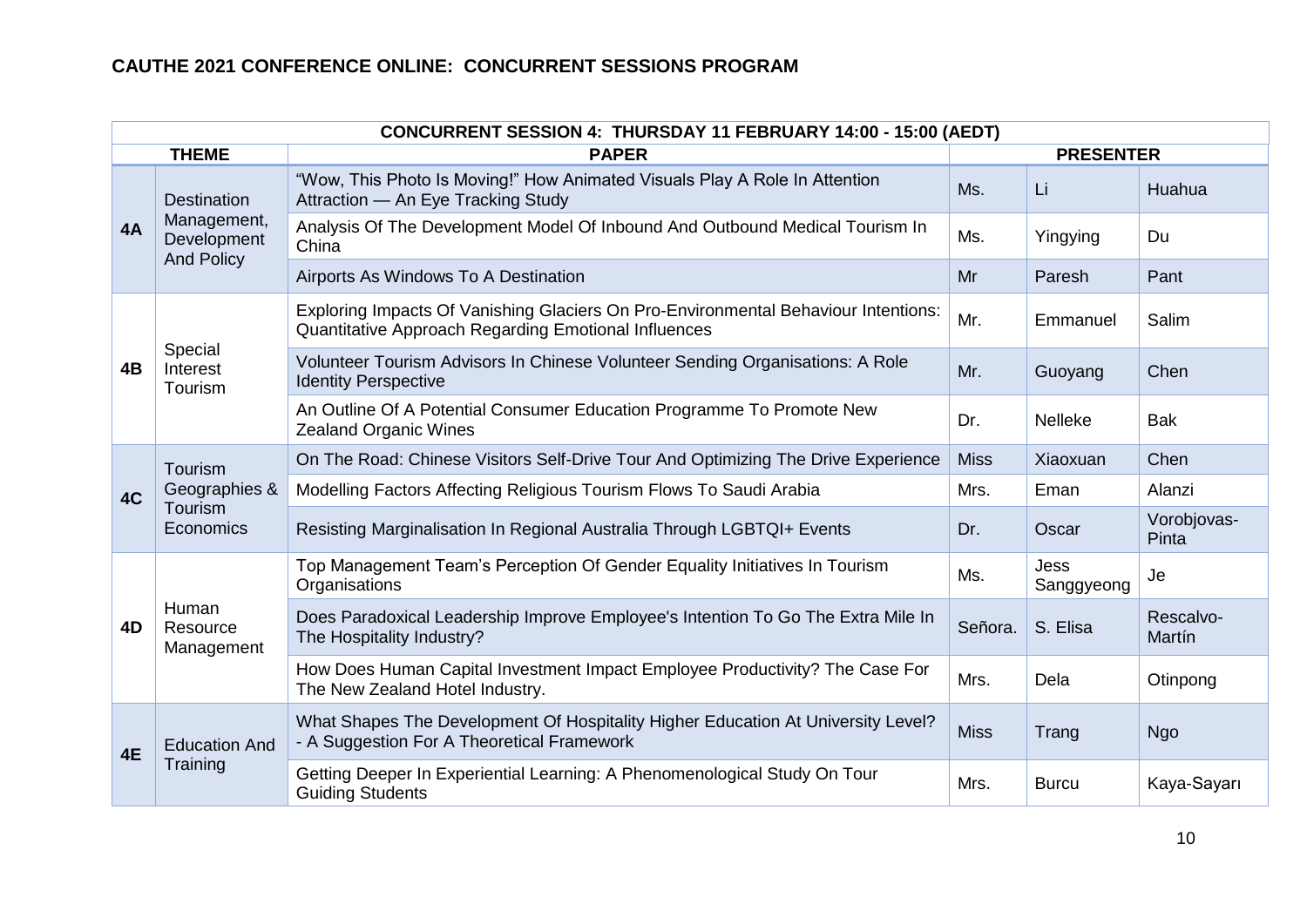**CAUTHE 2021 CONFERENCE ONLINE: CONCURRENT SESSIONS PROGRAM**

| CONCURRENT SESSION 4: THURSDAY 11 FEBRUARY 14:00 - 15:00 (AEDT) | | | | | |
|---|---|---|---|---|---|
| **THEME** | | **PAPER** | **PRESENTER** | | |
| **4A** | Destination Management, Development And Policy | "Wow, This Photo Is Moving!" How Animated Visuals Play A Role In Attention Attraction — An Eye Tracking Study | Ms. | Li | Huahua |
| | | Analysis Of The Development Model Of Inbound And Outbound Medical Tourism In China | Ms. | Yingying | Du |
| | | Airports As Windows To A Destination | Mr | Paresh | Pant |
| **4B** | Special Interest Tourism | Exploring Impacts Of Vanishing Glaciers On Pro-Environmental Behaviour Intentions: Quantitative Approach Regarding Emotional Influences | Mr. | Emmanuel | Salim |
| | | Volunteer Tourism Advisors In Chinese Volunteer Sending Organisations: A Role Identity Perspective | Mr. | Guoyang | Chen |
| | | An Outline Of A Potential Consumer Education Programme To Promote New Zealand Organic Wines | Dr. | Nelleke | Bak |
| **4C** | Tourism Geographies & Tourism Economics | On The Road: Chinese Visitors Self-Drive Tour And Optimizing The Drive Experience | Miss | Xiaoxuan | Chen |
| | | Modelling Factors Affecting Religious Tourism Flows To Saudi Arabia | Mrs. | Eman | Alanzi |
| | | Resisting Marginalisation In Regional Australia Through LGBTQI+ Events | Dr. | Oscar | Vorobjovas-Pinta |
| **4D** | Human Resource Management | Top Management Team's Perception Of Gender Equality Initiatives In Tourism Organisations | Ms. | Jess Sanggyeong | Je |
| | | Does Paradoxical Leadership Improve Employee's Intention To Go The Extra Mile In The Hospitality Industry? | Señora. | S. Elisa | Rescalvo-Martín |
| | | How Does Human Capital Investment Impact Employee Productivity? The Case For The New Zealand Hotel Industry. | Mrs. | Dela | Otinpong |
| **4E** | Education And Training | What Shapes The Development Of Hospitality Higher Education At University Level? - A Suggestion For A Theoretical Framework | Miss | Trang | Ngo |
| | | Getting Deeper In Experiential Learning: A Phenomenological Study On Tour Guiding Students | Mrs. | Burcu | Kaya-Sayarı |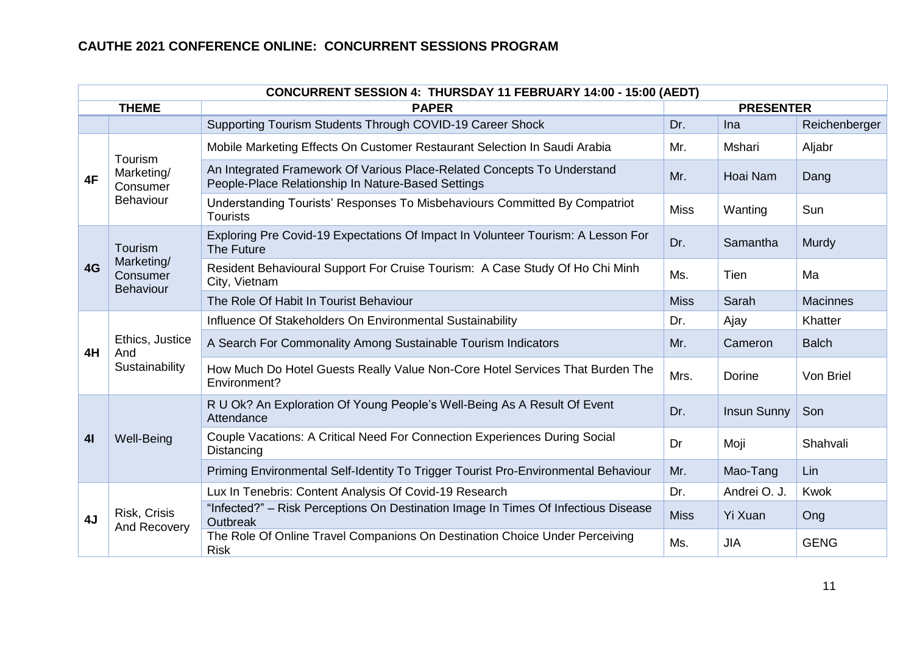## CAUTHE 2021 CONFERENCE ONLINE: CONCURRENT SESSIONS PROGRAM

| CONCURRENT SESSION 4: THURSDAY 11 FEBRUARY 14:00 - 15:00 (AEDT) | | | | | |
|---|---|---|---|---|---|
| **THEME** | | **PAPER** | **PRESENTER** | | |
| | | Supporting Tourism Students Through COVID-19 Career Shock | Dr. | Ina | Reichenberger |
| 4F | Tourism Marketing/ Consumer Behaviour | Mobile Marketing Effects On Customer Restaurant Selection In Saudi Arabia | Mr. | Mshari | Aljabr |
| | | An Integrated Framework Of Various Place-Related Concepts To Understand People-Place Relationship In Nature-Based Settings | Mr. | Hoai Nam | Dang |
| | | Understanding Tourists' Responses To Misbehaviours Committed By Compatriot Tourists | Miss | Wanting | Sun |
| 4G | Tourism Marketing/ Consumer Behaviour | Exploring Pre Covid-19 Expectations Of Impact In Volunteer Tourism: A Lesson For The Future | Dr. | Samantha | Murdy |
| | | Resident Behavioural Support For Cruise Tourism: A Case Study Of Ho Chi Minh City, Vietnam | Ms. | Tien | Ma |
| | | The Role Of Habit In Tourist Behaviour | Miss | Sarah | Macinnes |
| 4H | Ethics, Justice And Sustainability | Influence Of Stakeholders On Environmental Sustainability | Dr. | Ajay | Khatter |
| | | A Search For Commonality Among Sustainable Tourism Indicators | Mr. | Cameron | Balch |
| | | How Much Do Hotel Guests Really Value Non-Core Hotel Services That Burden The Environment? | Mrs. | Dorine | Von Briel |
| 4I | Well-Being | R U Ok? An Exploration Of Young People's Well-Being As A Result Of Event Attendance | Dr. | Insun Sunny | Son |
| | | Couple Vacations: A Critical Need For Connection Experiences During Social Distancing | Dr | Moji | Shahvali |
| | | Priming Environmental Self-Identity To Trigger Tourist Pro-Environmental Behaviour | Mr. | Mao-Tang | Lin |
| 4J | Risk, Crisis And Recovery | Lux In Tenebris: Content Analysis Of Covid-19 Research | Dr. | Andrei O. J. | Kwok |
| | | "Infected?" – Risk Perceptions On Destination Image In Times Of Infectious Disease Outbreak | Miss | Yi Xuan | Ong |
| | | The Role Of Online Travel Companions On Destination Choice Under Perceiving Risk | Ms. | JIA | GENG |